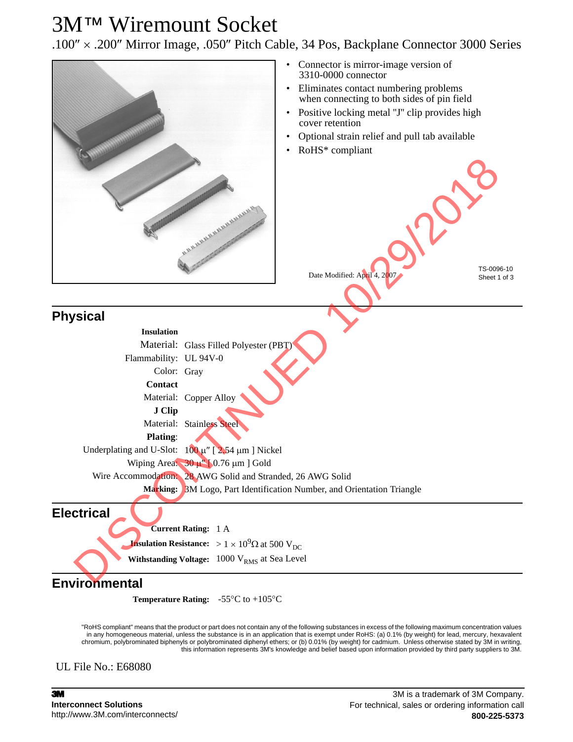# 3M™ Wiremount Socket

.100″ × .200″ Mirror Image, .050″ Pitch Cable, 34 Pos, Backplane Connector 3000 Series

- Connector is mirror-image version of 3310-0000 connector
- Eliminates contact numbering problems when connecting to both sides of pin field
- Positive locking metal "J" clip provides high cover retention
- Optional strain relief and pull tab available
- RoHS* compliant

Date Modified: April 4, 2007

TS-0096-10
Sheet 1 of 3

DISCONTINUED 10/29/2018

## Physical

**Insulation**

Material: Glass Filled Polyester (PBT)

Flammability: UL 94V-0

Color: Gray

**Contact**

Material: Copper Alloy

**J Clip**

Material: Stainless Steel

**Plating**:

Underplating and U-Slot: 100 µ″ [ 2.54 µm ] Nickel

Wiping Area: 30 µ″ [ 0.76 µm ] Gold

Wire Accommodation: 28 AWG Solid and Stranded, 26 AWG Solid

**Marking:** 3M Logo, Part Identification Number, and Orientation Triangle

## Electrical

**Current Rating:** 1 A

**Insulation Resistance:** $> 1 \times 10^9 \Omega$ at 500 $V_{DC}$

**Withstanding Voltage:** 1000 $V_{RMS}$ at Sea Level

## Environmental

**Temperature Rating:** -55°C to +105°C

"RoHS compliant" means that the product or part does not contain any of the following substances in excess of the following maximum concentration values in any homogeneous material, unless the substance is in an application that is exempt under RoHS: (a) 0.1% (by weight) for lead, mercury, hexavalent chromium, polybrominated biphenyls or polybrominated diphenyl ethers; or (b) 0.01% (by weight) for cadmium. Unless otherwise stated by 3M in writing, this information represents 3M's knowledge and belief based upon information provided by third party suppliers to 3M.

UL File No.: E68080

**3M**
**Interconnect Solutions**
http://www.3M.com/interconnects/

3M is a trademark of 3M Company.
For technical, sales or ordering information call
**800-225-5373**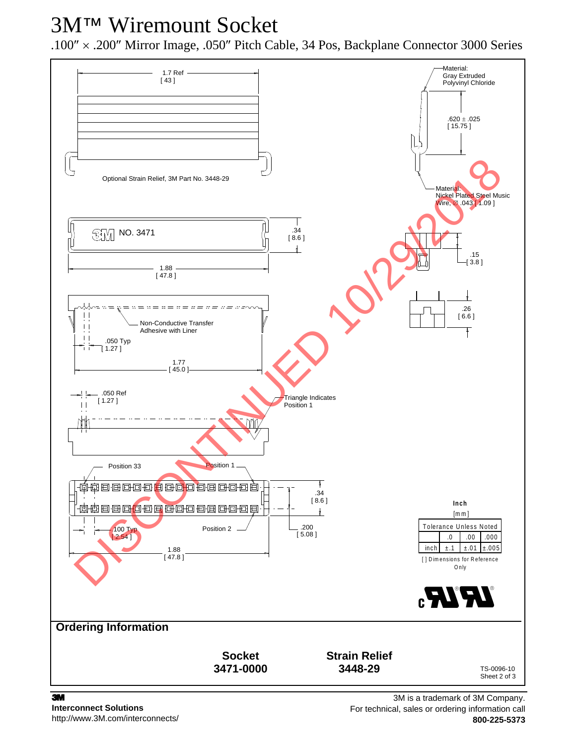# 3M™ Wiremount Socket

.100″ × .200″ Mirror Image, .050″ Pitch Cable, 34 Pos, Backplane Connector 3000 Series

1.7 Ref
[ 43 ]

Optional Strain Relief, 3M Part No. 3448-29

Material:
Gray Extruded
Polyvinyl Chloride

.620 ± .025
[ 15.75 ]

Material:
Nickel Plated Steel Music
Wire, ∅ .043 [ 1.09 ]

3M NO. 3471

.34
[ 8.6 ]

1.88
[ 47.8 ]

.15
[ 3.8 ]

.26
[ 6.6 ]

Non-Conductive Transfer
Adhesive with Liner

.050 Typ
[ 1.27 ]

1.77
[ 45.0 ]

.050 Ref
[ 1.27 ]

Triangle Indicates
Position 1

Position 33

Position 1

.34
[ 8.6 ]

.100 Typ
[ 2.54 ]

Position 2

.200
[ 5.08 ]

1.88
[ 47.8 ]

DISCONTINUED 10/29/2018

Inch
[mm]

| Tolerance Unless Noted | | | |
|---|---|---|---|
| | .0 | .00 | .000 |
| inch | ±.1 | ±.01 | ±.005 |

[ ] Dimensions for Reference Only

## Ordering Information

| Socket | Strain Relief |
|---|---|
| 3471-0000 | 3448-29 |

TS-0096-10
Sheet 2 of 3

**3M**
**Interconnect Solutions**
http://www.3M.com/interconnects/

3M is a trademark of 3M Company.
For technical, sales or ordering information call
**800-225-5373**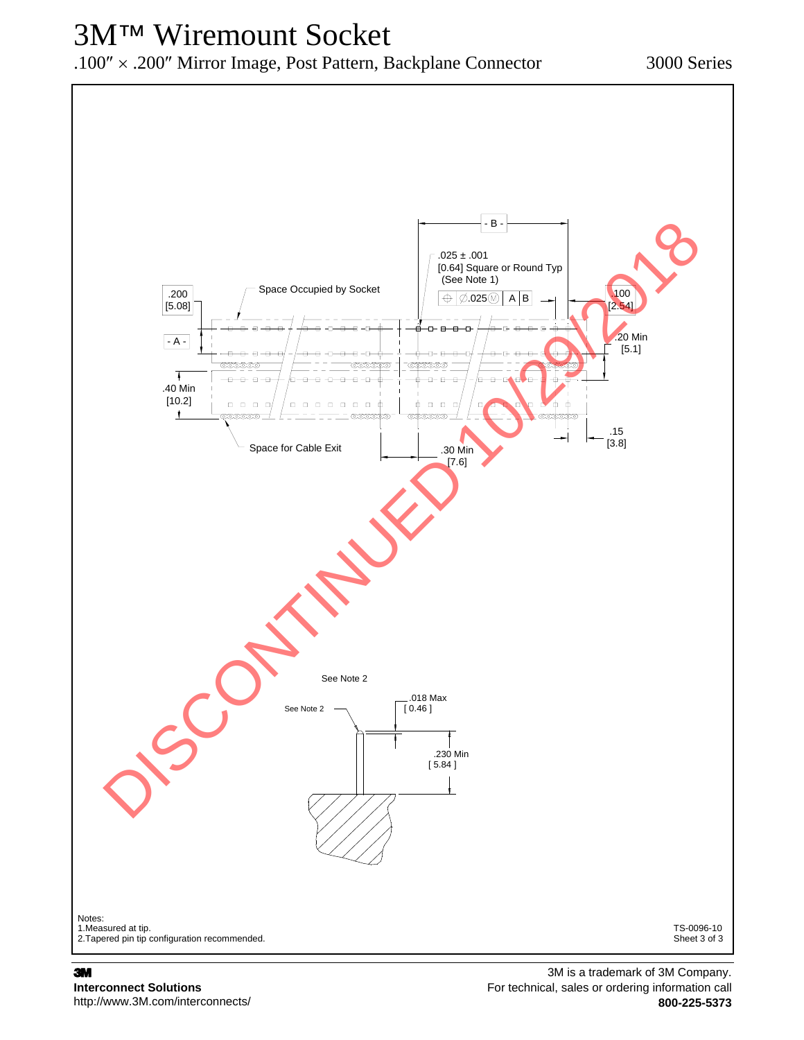# 3M™ Wiremount Socket

.100″ × .200″ Mirror Image, Post Pattern, Backplane Connector

3000 Series

DISCONTINUED 10/29/2018

- B -

.025 ± .001
[0.64] Square or Round Typ
(See Note 1)

⌖ ∅.025 Ⓜ | A | B

Space Occupied by Socket

.200
[5.08]

- A -

.100
[2.54]

.20 Min
[5.1]

.40 Min
[10.2]

Space for Cable Exit

.30 Min
[7.6]

.15
[3.8]

See Note 2

See Note 2

.018 Max
[ 0.46 ]

.230 Min
[ 5.84 ]

Notes:
1.Measured at tip.
2.Tapered pin tip configuration recommended.

TS-0096-10
Sheet 3 of 3

**3M**
**Interconnect Solutions**
http://www.3M.com/interconnects/

3M is a trademark of 3M Company.
For technical, sales or ordering information call
**800-225-5373**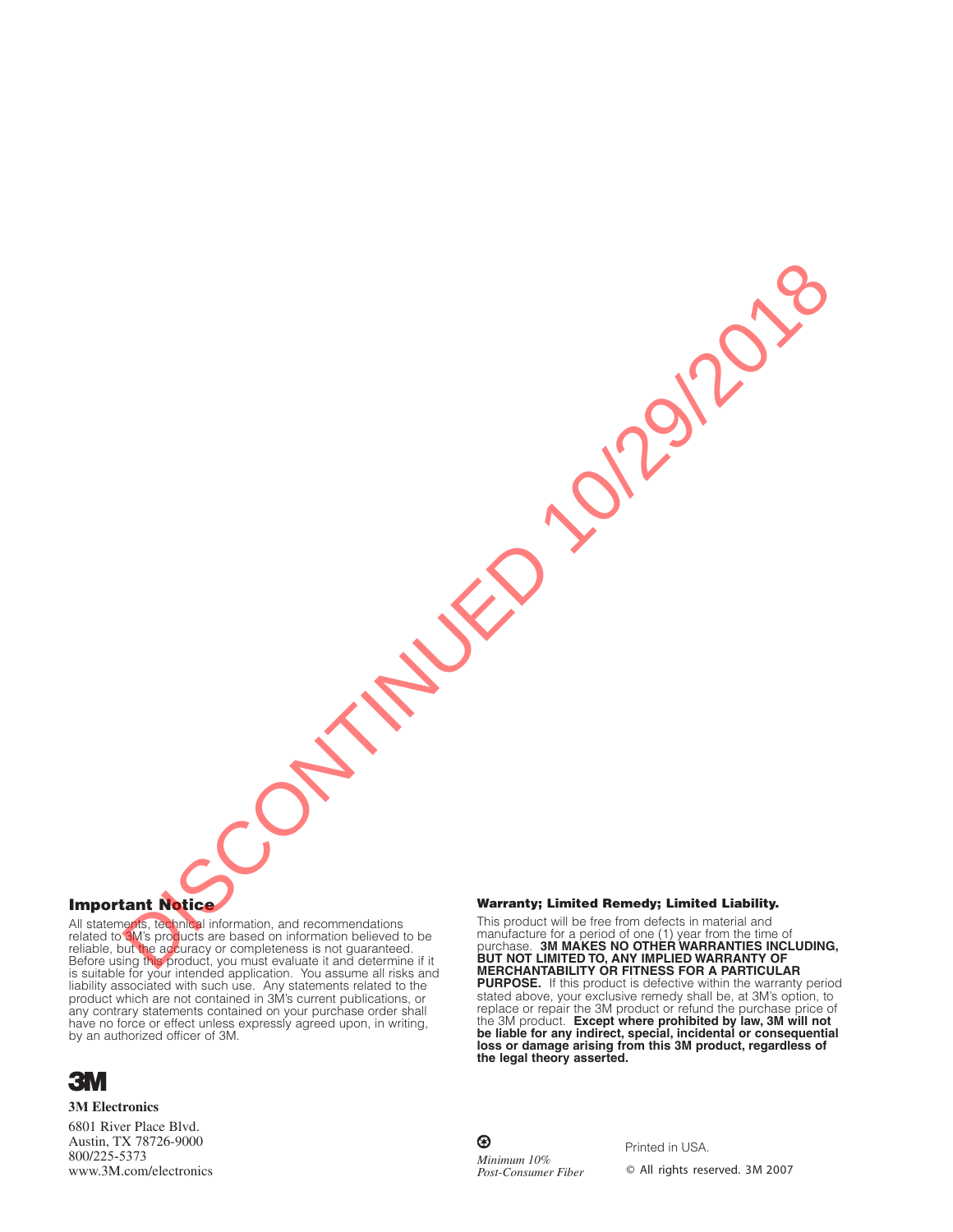DISCONTINUED 10/29/2018

## Important Notice

All statements, technical information, and recommendations related to 3M's products are based on information believed to be reliable, but the accuracy or completeness is not guaranteed. Before using this product, you must evaluate it and determine if it is suitable for your intended application. You assume all risks and liability associated with such use. Any statements related to the product which are not contained in 3M's current publications, or any contrary statements contained on your purchase order shall have no force or effect unless expressly agreed upon, in writing, by an authorized officer of 3M.

## Warranty; Limited Remedy; Limited Liability.

This product will be free from defects in material and manufacture for a period of one (1) year from the time of purchase. **3M MAKES NO OTHER WARRANTIES INCLUDING, BUT NOT LIMITED TO, ANY IMPLIED WARRANTY OF MERCHANTABILITY OR FITNESS FOR A PARTICULAR PURPOSE.** If this product is defective within the warranty period stated above, your exclusive remedy shall be, at 3M's option, to replace or repair the 3M product or refund the purchase price of the 3M product. **Except where prohibited by law, 3M will not be liable for any indirect, special, incidental or consequential loss or damage arising from this 3M product, regardless of the legal theory asserted.**

**3M**

**3M Electronics**

6801 River Place Blvd.
Austin, TX 78726-9000
800/225-5373
www.3M.com/electronics

*Minimum 10%*
*Post-Consumer Fiber*

Printed in USA.

© All rights reserved. 3M 2007